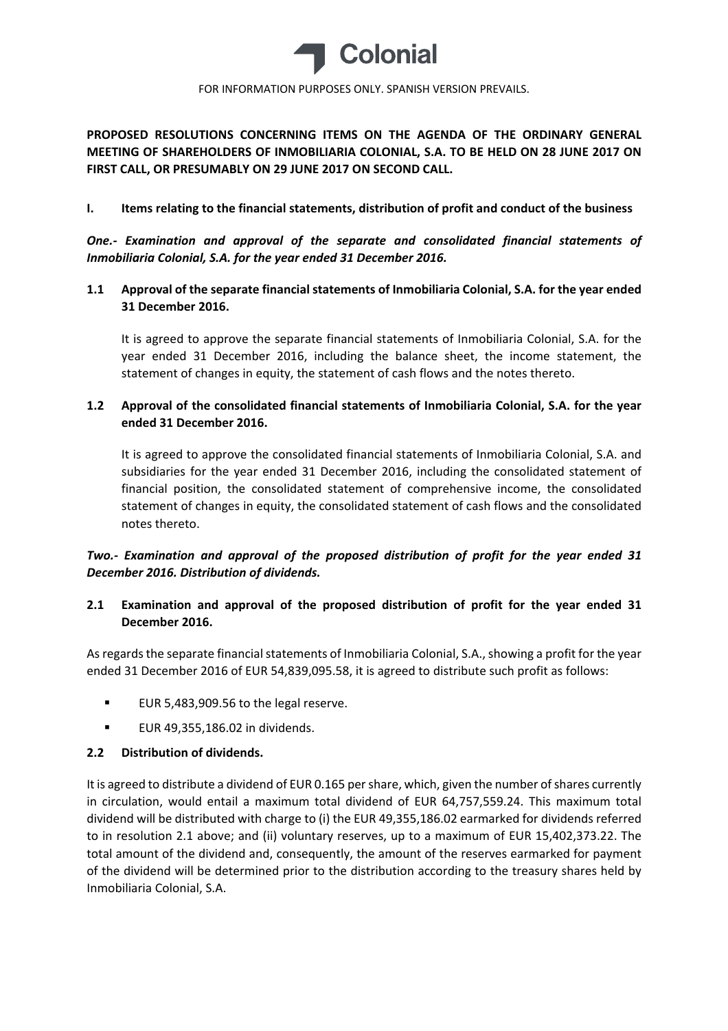Colonial

FOR INFORMATION PURPOSES ONLY. SPANISH VERSION PREVAILS.

**PROPOSED RESOLUTIONS CONCERNING ITEMS ON THE AGENDA OF THE ORDINARY GENERAL MEETING OF SHAREHOLDERS OF INMOBILIARIA COLONIAL, S.A. TO BE HELD ON 28 JUNE 2017 ON FIRST CALL, OR PRESUMABLY ON 29 JUNE 2017 ON SECOND CALL.**

## I. Items relating to the financial statements, distribution of profit and conduct of the business

***One.- Examination and approval of the separate and consolidated financial statements of Inmobiliaria Colonial, S.A. for the year ended 31 December 2016.***

### 1.1 Approval of the separate financial statements of Inmobiliaria Colonial, S.A. for the year ended 31 December 2016.

It is agreed to approve the separate financial statements of Inmobiliaria Colonial, S.A. for the year ended 31 December 2016, including the balance sheet, the income statement, the statement of changes in equity, the statement of cash flows and the notes thereto.

### 1.2 Approval of the consolidated financial statements of Inmobiliaria Colonial, S.A. for the year ended 31 December 2016.

It is agreed to approve the consolidated financial statements of Inmobiliaria Colonial, S.A. and subsidiaries for the year ended 31 December 2016, including the consolidated statement of financial position, the consolidated statement of comprehensive income, the consolidated statement of changes in equity, the consolidated statement of cash flows and the consolidated notes thereto.

***Two.- Examination and approval of the proposed distribution of profit for the year ended 31 December 2016. Distribution of dividends.***

### 2.1 Examination and approval of the proposed distribution of profit for the year ended 31 December 2016.

As regards the separate financial statements of Inmobiliaria Colonial, S.A., showing a profit for the year ended 31 December 2016 of EUR 54,839,095.58, it is agreed to distribute such profit as follows:

- EUR 5,483,909.56 to the legal reserve.
- EUR 49,355,186.02 in dividends.

### 2.2 Distribution of dividends.

It is agreed to distribute a dividend of EUR 0.165 per share, which, given the number of shares currently in circulation, would entail a maximum total dividend of EUR 64,757,559.24. This maximum total dividend will be distributed with charge to (i) the EUR 49,355,186.02 earmarked for dividends referred to in resolution 2.1 above; and (ii) voluntary reserves, up to a maximum of EUR 15,402,373.22. The total amount of the dividend and, consequently, the amount of the reserves earmarked for payment of the dividend will be determined prior to the distribution according to the treasury shares held by Inmobiliaria Colonial, S.A.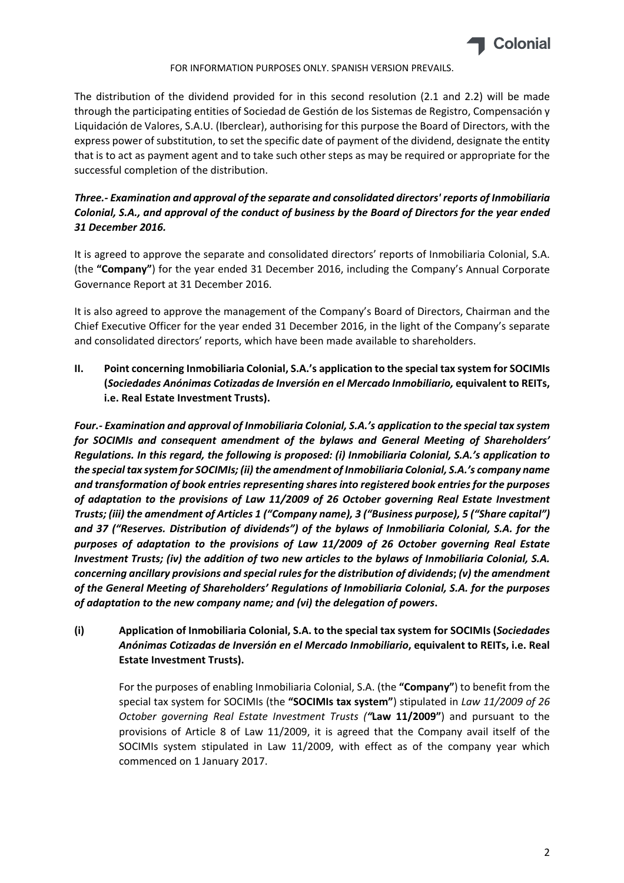FOR INFORMATION PURPOSES ONLY. SPANISH VERSION PREVAILS.

The distribution of the dividend provided for in this second resolution (2.1 and 2.2) will be made through the participating entities of Sociedad de Gestión de los Sistemas de Registro, Compensación y Liquidación de Valores, S.A.U. (Iberclear), authorising for this purpose the Board of Directors, with the express power of substitution, to set the specific date of payment of the dividend, designate the entity that is to act as payment agent and to take such other steps as may be required or appropriate for the successful completion of the distribution.

***Three.- Examination and approval of the separate and consolidated directors' reports of Inmobiliaria Colonial, S.A., and approval of the conduct of business by the Board of Directors for the year ended 31 December 2016.***

It is agreed to approve the separate and consolidated directors' reports of Inmobiliaria Colonial, S.A. (the **"Company"**) for the year ended 31 December 2016, including the Company's Annual Corporate Governance Report at 31 December 2016.

It is also agreed to approve the management of the Company's Board of Directors, Chairman and the Chief Executive Officer for the year ended 31 December 2016, in the light of the Company's separate and consolidated directors' reports, which have been made available to shareholders.

**II. Point concerning Inmobiliaria Colonial, S.A.'s application to the special tax system for SOCIMIs (*Sociedades Anónimas Cotizadas de Inversión en el Mercado Inmobiliario,* equivalent to REITs, i.e. Real Estate Investment Trusts).**

***Four.- Examination and approval of Inmobiliaria Colonial, S.A.'s application to the special tax system for SOCIMIs and consequent amendment of the bylaws and General Meeting of Shareholders' Regulations. In this regard, the following is proposed: (i) Inmobiliaria Colonial, S.A.'s application to the special tax system for SOCIMIs; (ii) the amendment of Inmobiliaria Colonial, S.A.'s company name and transformation of book entries representing shares into registered book entries for the purposes of adaptation to the provisions of Law 11/2009 of 26 October governing Real Estate Investment Trusts; (iii) the amendment of Articles 1 ("Company name), 3 ("Business purpose), 5 ("Share capital") and 37 ("Reserves. Distribution of dividends") of the bylaws of Inmobiliaria Colonial, S.A. for the purposes of adaptation to the provisions of Law 11/2009 of 26 October governing Real Estate Investment Trusts; (iv) the addition of two new articles to the bylaws of Inmobiliaria Colonial, S.A. concerning ancillary provisions and special rules for the distribution of dividends; (v) the amendment of the General Meeting of Shareholders' Regulations of Inmobiliaria Colonial, S.A. for the purposes of adaptation to the new company name; and (vi) the delegation of powers.***

**(i) Application of Inmobiliaria Colonial, S.A. to the special tax system for SOCIMIs (*Sociedades Anónimas Cotizadas de Inversión en el Mercado Inmobiliario*, equivalent to REITs, i.e. Real Estate Investment Trusts).**

For the purposes of enabling Inmobiliaria Colonial, S.A. (the **"Company"**) to benefit from the special tax system for SOCIMIs (the **"SOCIMIs tax system"**) stipulated in *Law 11/2009 of 26 October governing Real Estate Investment Trusts ("***Law 11/2009"**) and pursuant to the provisions of Article 8 of Law 11/2009, it is agreed that the Company avail itself of the SOCIMIs system stipulated in Law 11/2009, with effect as of the company year which commenced on 1 January 2017.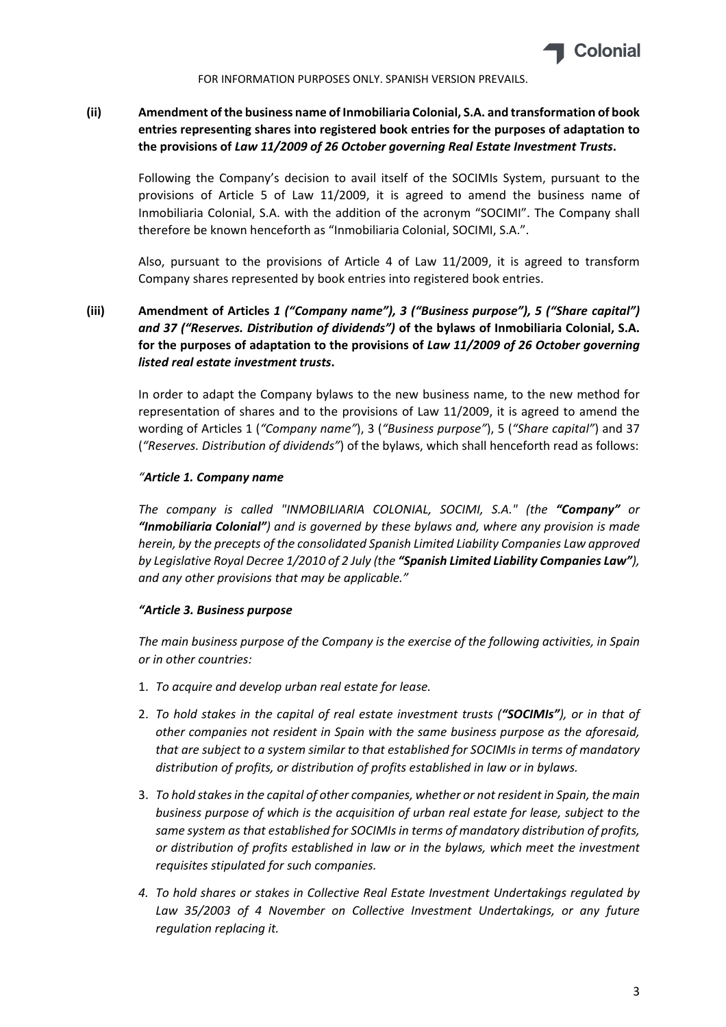**(ii) Amendment of the business name of Inmobiliaria Colonial, S.A. and transformation of book entries representing shares into registered book entries for the purposes of adaptation to the provisions of *Law 11/2009 of 26 October governing Real Estate Investment Trusts*.**

Following the Company's decision to avail itself of the SOCIMIs System, pursuant to the provisions of Article 5 of Law 11/2009, it is agreed to amend the business name of Inmobiliaria Colonial, S.A. with the addition of the acronym "SOCIMI". The Company shall therefore be known henceforth as "Inmobiliaria Colonial, SOCIMI, S.A.".

Also, pursuant to the provisions of Article 4 of Law 11/2009, it is agreed to transform Company shares represented by book entries into registered book entries.

**(iii) Amendment of Articles *1 ("Company name"), 3 ("Business purpose"), 5 ("Share capital") and 37 ("Reserves. Distribution of dividends")* of the bylaws of Inmobiliaria Colonial, S.A. for the purposes of adaptation to the provisions of *Law 11/2009 of 26 October governing listed real estate investment trusts*.**

In order to adapt the Company bylaws to the new business name, to the new method for representation of shares and to the provisions of Law 11/2009, it is agreed to amend the wording of Articles 1 (*"Company name"*), 3 (*"Business purpose"*), 5 (*"Share capital"*) and 37 (*"Reserves. Distribution of dividends"*) of the bylaws, which shall henceforth read as follows:

*"**Article 1. Company name***

*The company is called "INMOBILIARIA COLONIAL, SOCIMI, S.A." (the **"Company"** or **"Inmobiliaria Colonial"**) and is governed by these bylaws and, where any provision is made herein, by the precepts of the consolidated Spanish Limited Liability Companies Law approved by Legislative Royal Decree 1/2010 of 2 July (the **"Spanish Limited Liability Companies Law"**), and any other provisions that may be applicable."*

***"Article 3. Business purpose***

*The main business purpose of the Company is the exercise of the following activities, in Spain or in other countries:*

1. *To acquire and develop urban real estate for lease.*
2. *To hold stakes in the capital of real estate investment trusts (**"SOCIMIs"**), or in that of other companies not resident in Spain with the same business purpose as the aforesaid, that are subject to a system similar to that established for SOCIMIs in terms of mandatory distribution of profits, or distribution of profits established in law or in bylaws.*
3. *To hold stakes in the capital of other companies, whether or not resident in Spain, the main business purpose of which is the acquisition of urban real estate for lease, subject to the same system as that established for SOCIMIs in terms of mandatory distribution of profits, or distribution of profits established in law or in the bylaws, which meet the investment requisites stipulated for such companies.*
4. *To hold shares or stakes in Collective Real Estate Investment Undertakings regulated by Law 35/2003 of 4 November on Collective Investment Undertakings, or any future regulation replacing it.*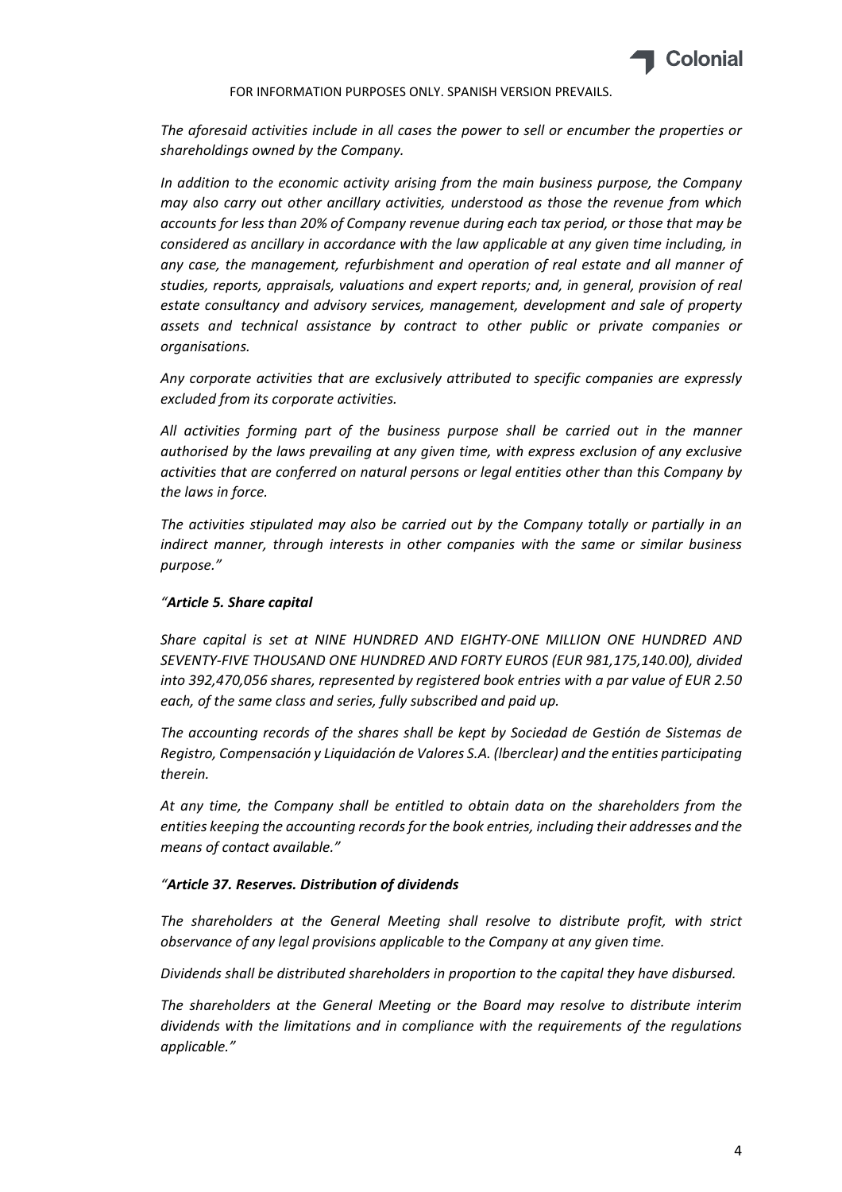*The aforesaid activities include in all cases the power to sell or encumber the properties or shareholdings owned by the Company.*

*In addition to the economic activity arising from the main business purpose, the Company may also carry out other ancillary activities, understood as those the revenue from which accounts for less than 20% of Company revenue during each tax period, or those that may be considered as ancillary in accordance with the law applicable at any given time including, in any case, the management, refurbishment and operation of real estate and all manner of studies, reports, appraisals, valuations and expert reports; and, in general, provision of real estate consultancy and advisory services, management, development and sale of property assets and technical assistance by contract to other public or private companies or organisations.*

*Any corporate activities that are exclusively attributed to specific companies are expressly excluded from its corporate activities.*

*All activities forming part of the business purpose shall be carried out in the manner authorised by the laws prevailing at any given time, with express exclusion of any exclusive activities that are conferred on natural persons or legal entities other than this Company by the laws in force.*

*The activities stipulated may also be carried out by the Company totally or partially in an indirect manner, through interests in other companies with the same or similar business purpose."*

*"**Article 5. Share capital***

*Share capital is set at NINE HUNDRED AND EIGHTY-ONE MILLION ONE HUNDRED AND SEVENTY-FIVE THOUSAND ONE HUNDRED AND FORTY EUROS (EUR 981,175,140.00), divided into 392,470,056 shares, represented by registered book entries with a par value of EUR 2.50 each, of the same class and series, fully subscribed and paid up.*

*The accounting records of the shares shall be kept by Sociedad de Gestión de Sistemas de Registro, Compensación y Liquidación de Valores S.A. (Iberclear) and the entities participating therein.*

*At any time, the Company shall be entitled to obtain data on the shareholders from the entities keeping the accounting records for the book entries, including their addresses and the means of contact available."*

*"**Article 37. Reserves. Distribution of dividends***

*The shareholders at the General Meeting shall resolve to distribute profit, with strict observance of any legal provisions applicable to the Company at any given time.*

*Dividends shall be distributed shareholders in proportion to the capital they have disbursed.*

*The shareholders at the General Meeting or the Board may resolve to distribute interim dividends with the limitations and in compliance with the requirements of the regulations applicable."*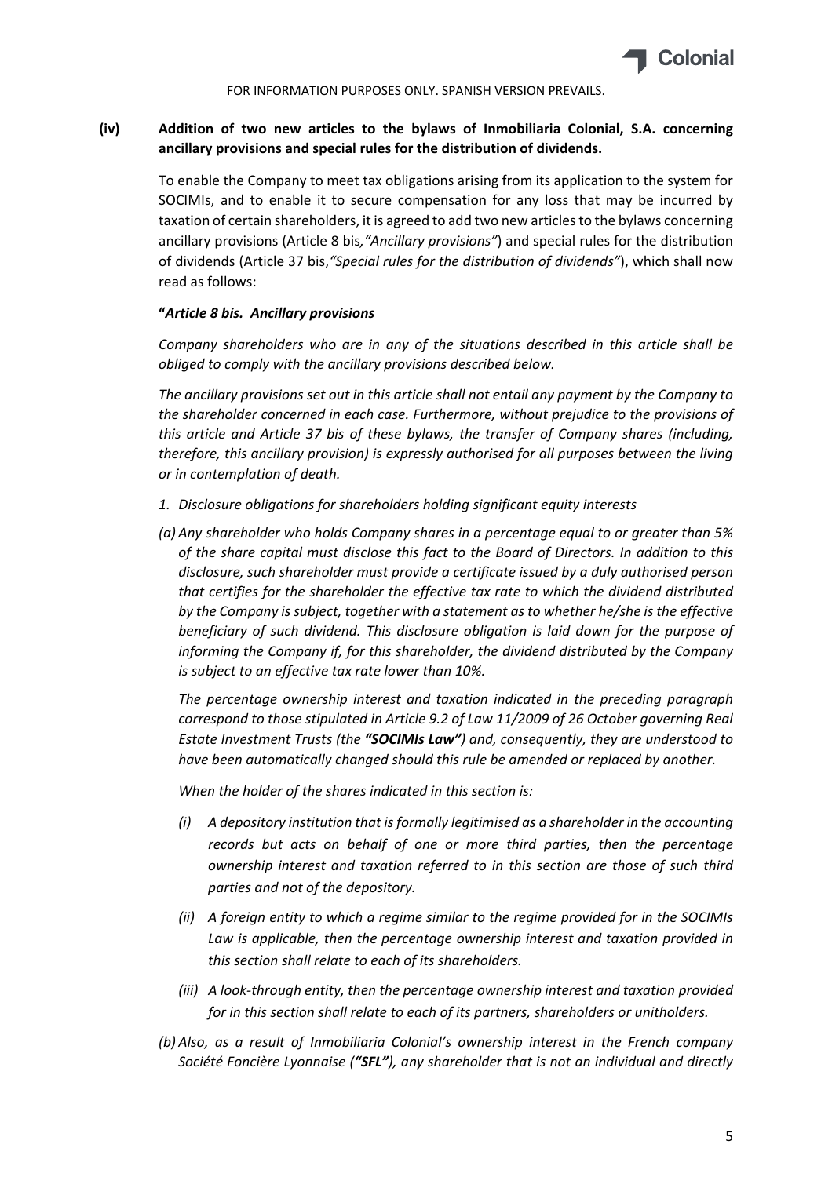FOR INFORMATION PURPOSES ONLY. SPANISH VERSION PREVAILS.

**(iv) Addition of two new articles to the bylaws of Inmobiliaria Colonial, S.A. concerning ancillary provisions and special rules for the distribution of dividends.**

To enable the Company to meet tax obligations arising from its application to the system for SOCIMIs, and to enable it to secure compensation for any loss that may be incurred by taxation of certain shareholders, it is agreed to add two new articles to the bylaws concerning ancillary provisions (Article 8 bis*, "Ancillary provisions"*) and special rules for the distribution of dividends (Article 37 bis,*"Special rules for the distribution of dividends"*), which shall now read as follows:

**"*Article 8 bis. Ancillary provisions***

*Company shareholders who are in any of the situations described in this article shall be obliged to comply with the ancillary provisions described below.*

*The ancillary provisions set out in this article shall not entail any payment by the Company to the shareholder concerned in each case. Furthermore, without prejudice to the provisions of this article and Article 37 bis of these bylaws, the transfer of Company shares (including, therefore, this ancillary provision) is expressly authorised for all purposes between the living or in contemplation of death.*

*1. Disclosure obligations for shareholders holding significant equity interests*

*(a) Any shareholder who holds Company shares in a percentage equal to or greater than 5% of the share capital must disclose this fact to the Board of Directors. In addition to this disclosure, such shareholder must provide a certificate issued by a duly authorised person that certifies for the shareholder the effective tax rate to which the dividend distributed by the Company is subject, together with a statement as to whether he/she is the effective beneficiary of such dividend. This disclosure obligation is laid down for the purpose of informing the Company if, for this shareholder, the dividend distributed by the Company is subject to an effective tax rate lower than 10%.*

*The percentage ownership interest and taxation indicated in the preceding paragraph correspond to those stipulated in Article 9.2 of Law 11/2009 of 26 October governing Real Estate Investment Trusts (the **"SOCIMIs Law"**) and, consequently, they are understood to have been automatically changed should this rule be amended or replaced by another.*

*When the holder of the shares indicated in this section is:*

*(i) A depository institution that is formally legitimised as a shareholder in the accounting records but acts on behalf of one or more third parties, then the percentage ownership interest and taxation referred to in this section are those of such third parties and not of the depository.*

*(ii) A foreign entity to which a regime similar to the regime provided for in the SOCIMIs Law is applicable, then the percentage ownership interest and taxation provided in this section shall relate to each of its shareholders.*

*(iii) A look-through entity, then the percentage ownership interest and taxation provided for in this section shall relate to each of its partners, shareholders or unitholders.*

*(b) Also, as a result of Inmobiliaria Colonial's ownership interest in the French company Société Foncière Lyonnaise (**"SFL"**), any shareholder that is not an individual and directly*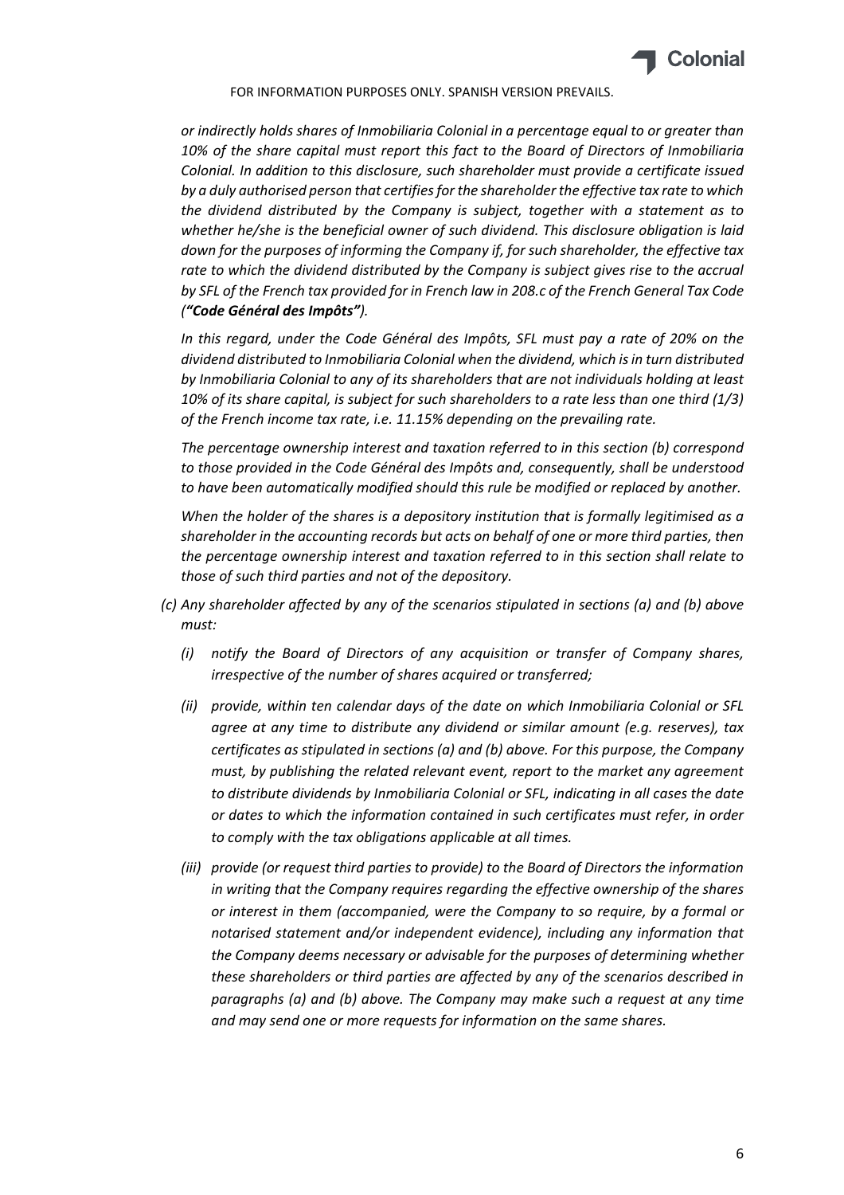*or indirectly holds shares of Inmobiliaria Colonial in a percentage equal to or greater than 10% of the share capital must report this fact to the Board of Directors of Inmobiliaria Colonial. In addition to this disclosure, such shareholder must provide a certificate issued by a duly authorised person that certifies for the shareholder the effective tax rate to which the dividend distributed by the Company is subject, together with a statement as to whether he/she is the beneficial owner of such dividend. This disclosure obligation is laid down for the purposes of informing the Company if, for such shareholder, the effective tax rate to which the dividend distributed by the Company is subject gives rise to the accrual by SFL of the French tax provided for in French law in 208.c of the French General Tax Code (**"Code Général des Impôts"**).*

*In this regard, under the Code Général des Impôts, SFL must pay a rate of 20% on the dividend distributed to Inmobiliaria Colonial when the dividend, which is in turn distributed by Inmobiliaria Colonial to any of its shareholders that are not individuals holding at least 10% of its share capital, is subject for such shareholders to a rate less than one third (1/3) of the French income tax rate, i.e. 11.15% depending on the prevailing rate.*

*The percentage ownership interest and taxation referred to in this section (b) correspond to those provided in the Code Général des Impôts and, consequently, shall be understood to have been automatically modified should this rule be modified or replaced by another.*

*When the holder of the shares is a depository institution that is formally legitimised as a shareholder in the accounting records but acts on behalf of one or more third parties, then the percentage ownership interest and taxation referred to in this section shall relate to those of such third parties and not of the depository.*

*(c) Any shareholder affected by any of the scenarios stipulated in sections (a) and (b) above must:*

*(i) notify the Board of Directors of any acquisition or transfer of Company shares, irrespective of the number of shares acquired or transferred;*

*(ii) provide, within ten calendar days of the date on which Inmobiliaria Colonial or SFL agree at any time to distribute any dividend or similar amount (e.g. reserves), tax certificates as stipulated in sections (a) and (b) above. For this purpose, the Company must, by publishing the related relevant event, report to the market any agreement to distribute dividends by Inmobiliaria Colonial or SFL, indicating in all cases the date or dates to which the information contained in such certificates must refer, in order to comply with the tax obligations applicable at all times.*

*(iii) provide (or request third parties to provide) to the Board of Directors the information in writing that the Company requires regarding the effective ownership of the shares or interest in them (accompanied, were the Company to so require, by a formal or notarised statement and/or independent evidence), including any information that the Company deems necessary or advisable for the purposes of determining whether these shareholders or third parties are affected by any of the scenarios described in paragraphs (a) and (b) above. The Company may make such a request at any time and may send one or more requests for information on the same shares.*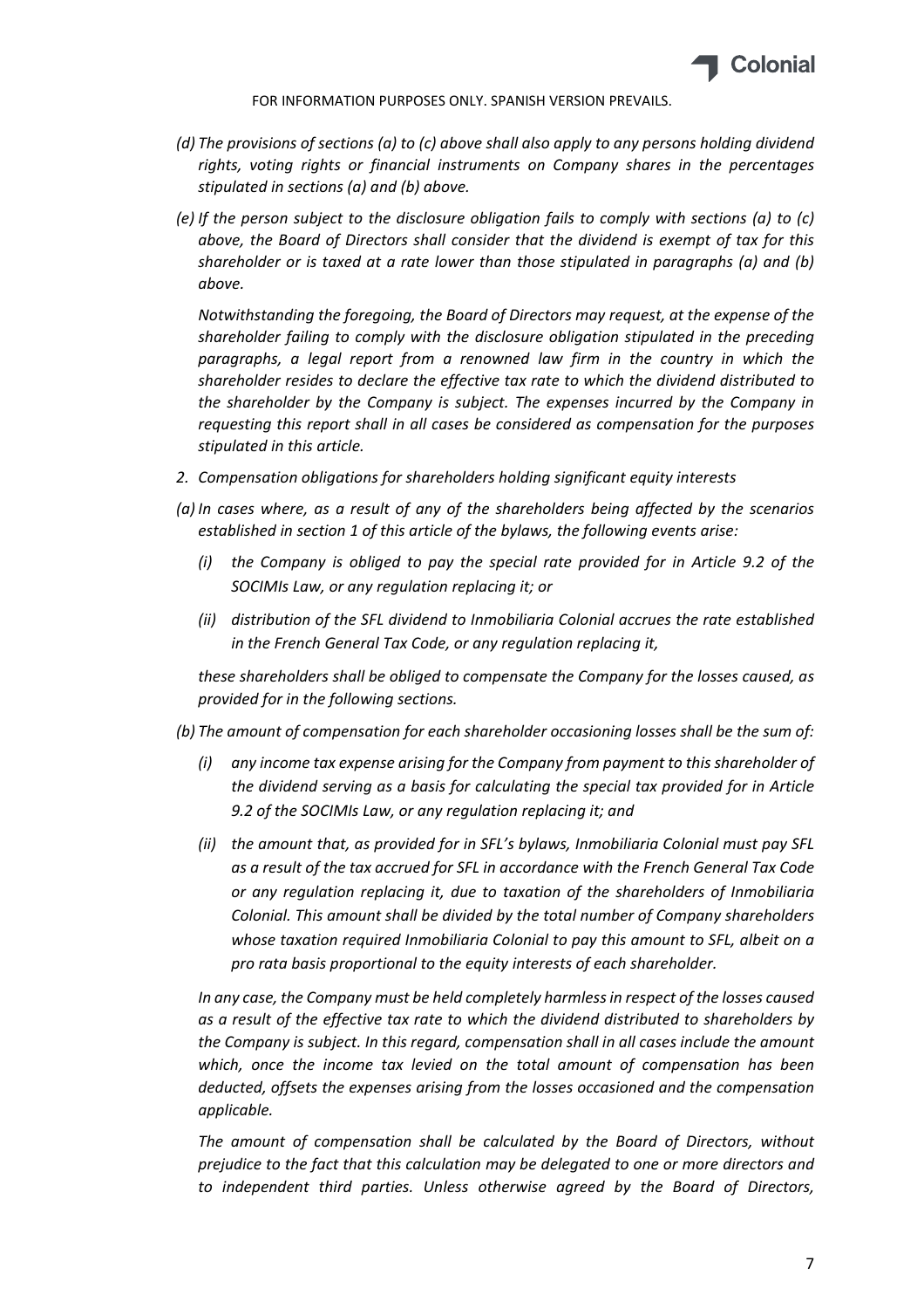*(d) The provisions of sections (a) to (c) above shall also apply to any persons holding dividend rights, voting rights or financial instruments on Company shares in the percentages stipulated in sections (a) and (b) above.*

*(e) If the person subject to the disclosure obligation fails to comply with sections (a) to (c) above, the Board of Directors shall consider that the dividend is exempt of tax for this shareholder or is taxed at a rate lower than those stipulated in paragraphs (a) and (b) above.*

*Notwithstanding the foregoing, the Board of Directors may request, at the expense of the shareholder failing to comply with the disclosure obligation stipulated in the preceding paragraphs, a legal report from a renowned law firm in the country in which the shareholder resides to declare the effective tax rate to which the dividend distributed to the shareholder by the Company is subject. The expenses incurred by the Company in requesting this report shall in all cases be considered as compensation for the purposes stipulated in this article.*

*2. Compensation obligations for shareholders holding significant equity interests*

*(a) In cases where, as a result of any of the shareholders being affected by the scenarios established in section 1 of this article of the bylaws, the following events arise:*

*(i) the Company is obliged to pay the special rate provided for in Article 9.2 of the SOCIMIs Law, or any regulation replacing it; or*

*(ii) distribution of the SFL dividend to Inmobiliaria Colonial accrues the rate established in the French General Tax Code, or any regulation replacing it,*

*these shareholders shall be obliged to compensate the Company for the losses caused, as provided for in the following sections.*

*(b) The amount of compensation for each shareholder occasioning losses shall be the sum of:*

*(i) any income tax expense arising for the Company from payment to this shareholder of the dividend serving as a basis for calculating the special tax provided for in Article 9.2 of the SOCIMIs Law, or any regulation replacing it; and*

*(ii) the amount that, as provided for in SFL's bylaws, Inmobiliaria Colonial must pay SFL as a result of the tax accrued for SFL in accordance with the French General Tax Code or any regulation replacing it, due to taxation of the shareholders of Inmobiliaria Colonial. This amount shall be divided by the total number of Company shareholders whose taxation required Inmobiliaria Colonial to pay this amount to SFL, albeit on a pro rata basis proportional to the equity interests of each shareholder.*

*In any case, the Company must be held completely harmless in respect of the losses caused as a result of the effective tax rate to which the dividend distributed to shareholders by the Company is subject. In this regard, compensation shall in all cases include the amount which, once the income tax levied on the total amount of compensation has been deducted, offsets the expenses arising from the losses occasioned and the compensation applicable.*

*The amount of compensation shall be calculated by the Board of Directors, without prejudice to the fact that this calculation may be delegated to one or more directors and to independent third parties. Unless otherwise agreed by the Board of Directors,*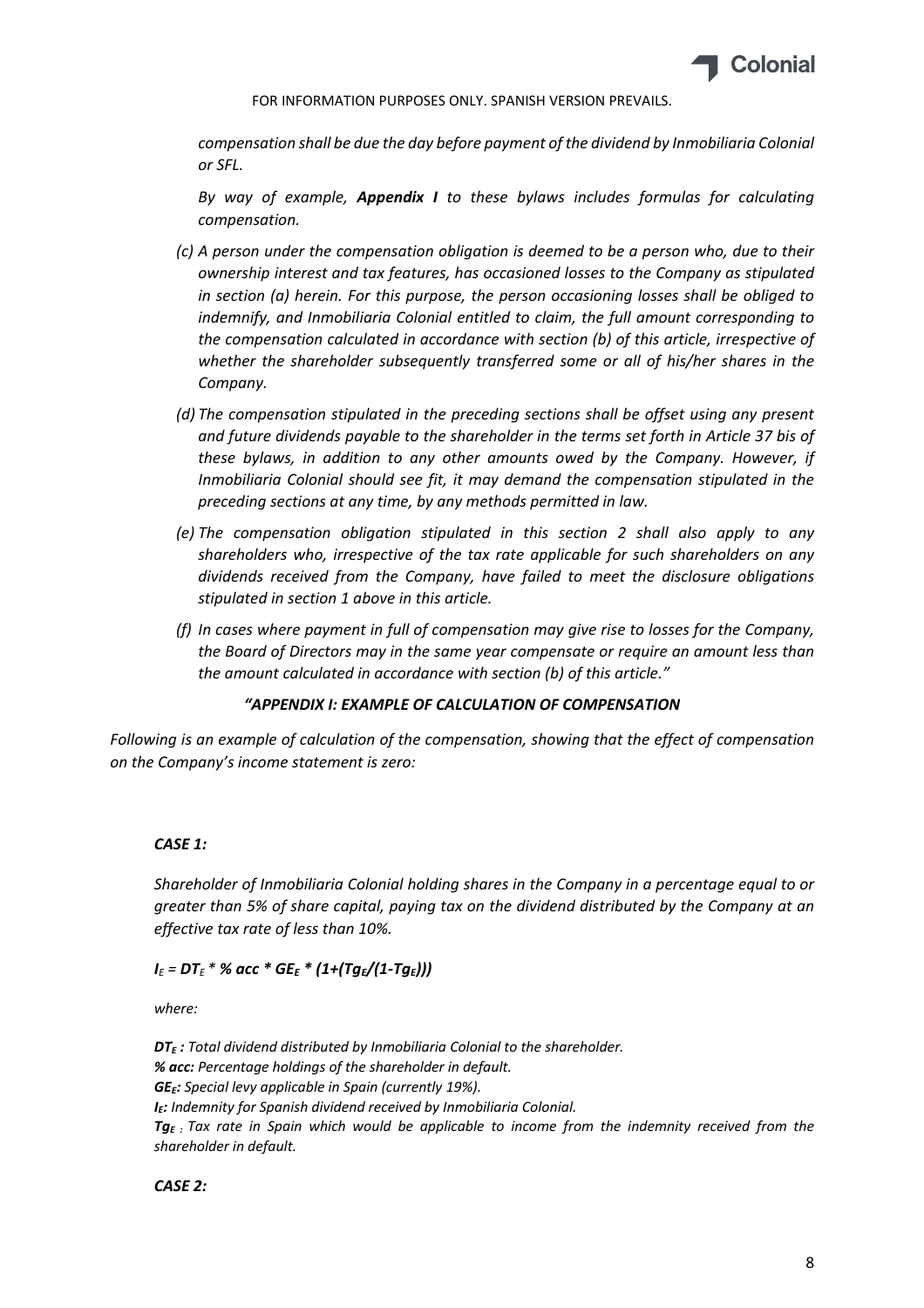*compensation shall be due the day before payment of the dividend by Inmobiliaria Colonial or SFL.*

*By way of example, **Appendix I** to these bylaws includes formulas for calculating compensation.*

*(c) A person under the compensation obligation is deemed to be a person who, due to their ownership interest and tax features, has occasioned losses to the Company as stipulated in section (a) herein. For this purpose, the person occasioning losses shall be obliged to indemnify, and Inmobiliaria Colonial entitled to claim, the full amount corresponding to the compensation calculated in accordance with section (b) of this article, irrespective of whether the shareholder subsequently transferred some or all of his/her shares in the Company.*

*(d) The compensation stipulated in the preceding sections shall be offset using any present and future dividends payable to the shareholder in the terms set forth in Article 37 bis of these bylaws, in addition to any other amounts owed by the Company. However, if Inmobiliaria Colonial should see fit, it may demand the compensation stipulated in the preceding sections at any time, by any methods permitted in law.*

*(e) The compensation obligation stipulated in this section 2 shall also apply to any shareholders who, irrespective of the tax rate applicable for such shareholders on any dividends received from the Company, have failed to meet the disclosure obligations stipulated in section 1 above in this article.*

*(f) In cases where payment in full of compensation may give rise to losses for the Company, the Board of Directors may in the same year compensate or require an amount less than the amount calculated in accordance with section (b) of this article."*

***"APPENDIX I: EXAMPLE OF CALCULATION OF COMPENSATION***

*Following is an example of calculation of the compensation, showing that the effect of compensation on the Company's income statement is zero:*

***CASE 1:***

*Shareholder of Inmobiliaria Colonial holding shares in the Company in a percentage equal to or greater than 5% of share capital, paying tax on the dividend distributed by the Company at an effective tax rate of less than 10%.*

$$I_E = DT_E * \%\ acc * GE_E * (1+(Tg_E/(1-Tg_E)))$$

*where:*

***$DT_E$ :** Total dividend distributed by Inmobiliaria Colonial to the shareholder.*
***% acc:** Percentage holdings of the shareholder in default.*
***$GE_E$:** Special levy applicable in Spain (currently 19%).*
***$I_E$:** Indemnity for Spanish dividend received by Inmobiliaria Colonial.*
***$Tg_E$** : Tax rate in Spain which would be applicable to income from the indemnity received from the shareholder in default.*

***CASE 2:***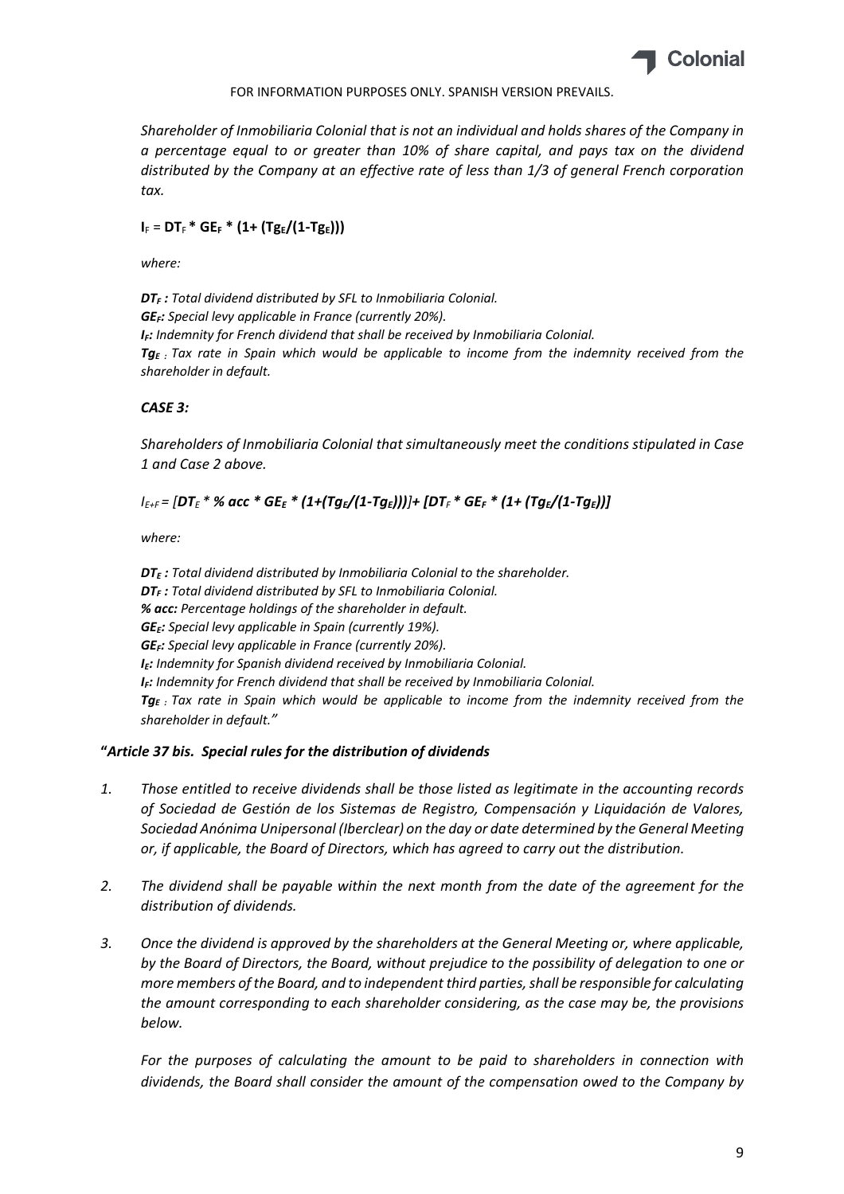*Shareholder of Inmobiliaria Colonial that is not an individual and holds shares of the Company in a percentage equal to or greater than 10% of share capital, and pays tax on the dividend distributed by the Company at an effective rate of less than 1/3 of general French corporation tax.*

$$I_F = DT_F * GE_F * (1+ (Tg_E/(1-Tg_E)))$$

*where:*

***$DT_F$*** *: Total dividend distributed by SFL to Inmobiliaria Colonial.*
***$GE_F$****: Special levy applicable in France (currently 20%).*
***$I_F$****: Indemnity for French dividend that shall be received by Inmobiliaria Colonial.*
***$Tg_E$*** *: Tax rate in Spain which would be applicable to income from the indemnity received from the shareholder in default.*

***CASE 3:***

*Shareholders of Inmobiliaria Colonial that simultaneously meet the conditions stipulated in Case 1 and Case 2 above.*

$$I_{E+F} = [DT_E * \% acc * GE_E * (1+(Tg_E/(1-Tg_E)))]+ [DT_F * GE_F * (1+ (Tg_E/(1-Tg_E))]$$

*where:*

***$DT_E$*** *: Total dividend distributed by Inmobiliaria Colonial to the shareholder.*
***$DT_F$*** *: Total dividend distributed by SFL to Inmobiliaria Colonial.*
***% acc:*** *Percentage holdings of the shareholder in default.*
***$GE_E$****: Special levy applicable in Spain (currently 19%).*
***$GE_F$****: Special levy applicable in France (currently 20%).*
***$I_E$****: Indemnity for Spanish dividend received by Inmobiliaria Colonial.*
***$I_F$****: Indemnity for French dividend that shall be received by Inmobiliaria Colonial.*
***$Tg_E$*** *: Tax rate in Spain which would be applicable to income from the indemnity received from the shareholder in default."*

**"*Article 37 bis. Special rules for the distribution of dividends***

1. *Those entitled to receive dividends shall be those listed as legitimate in the accounting records of Sociedad de Gestión de los Sistemas de Registro, Compensación y Liquidación de Valores, Sociedad Anónima Unipersonal (Iberclear) on the day or date determined by the General Meeting or, if applicable, the Board of Directors, which has agreed to carry out the distribution.*

2. *The dividend shall be payable within the next month from the date of the agreement for the distribution of dividends.*

3. *Once the dividend is approved by the shareholders at the General Meeting or, where applicable, by the Board of Directors, the Board, without prejudice to the possibility of delegation to one or more members of the Board, and to independent third parties, shall be responsible for calculating the amount corresponding to each shareholder considering, as the case may be, the provisions below.*

   *For the purposes of calculating the amount to be paid to shareholders in connection with dividends, the Board shall consider the amount of the compensation owed to the Company by*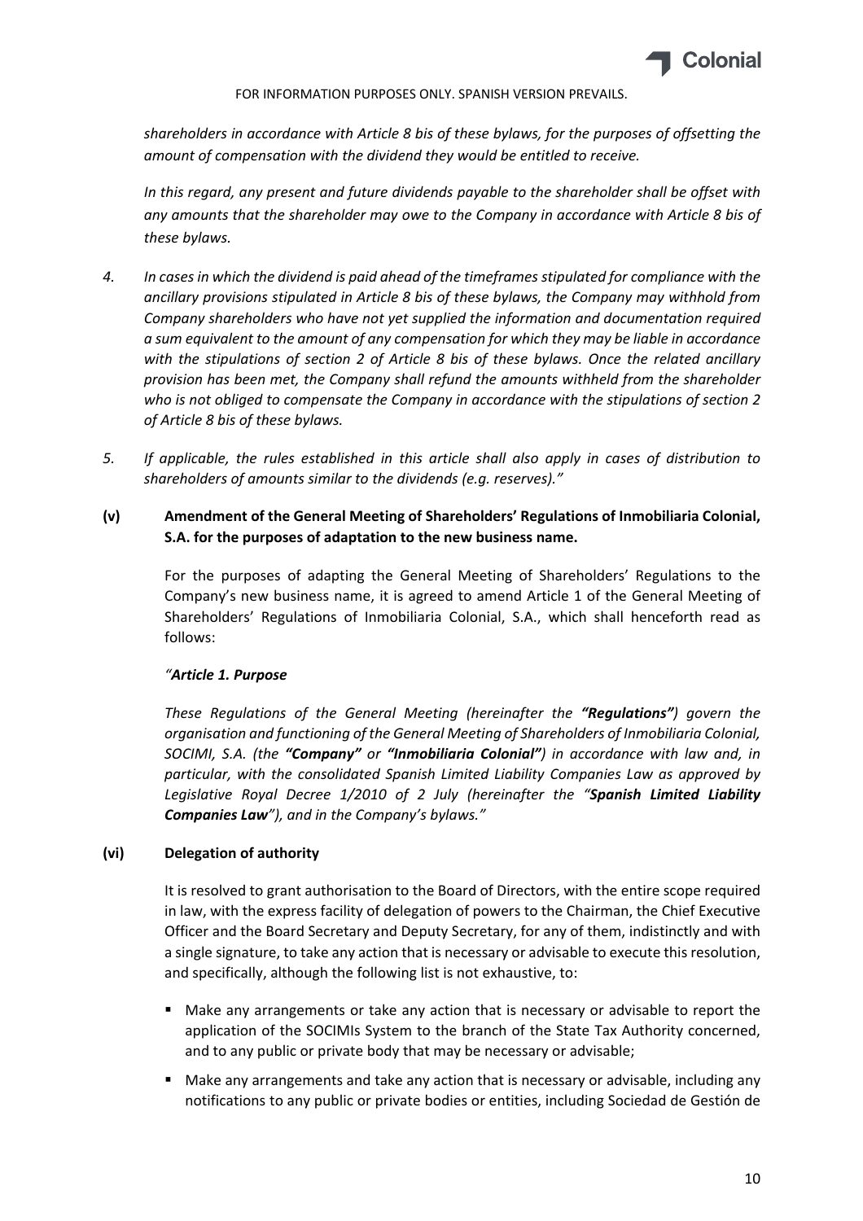*shareholders in accordance with Article 8 bis of these bylaws, for the purposes of offsetting the amount of compensation with the dividend they would be entitled to receive.*

*In this regard, any present and future dividends payable to the shareholder shall be offset with any amounts that the shareholder may owe to the Company in accordance with Article 8 bis of these bylaws.*

4. *In cases in which the dividend is paid ahead of the timeframes stipulated for compliance with the ancillary provisions stipulated in Article 8 bis of these bylaws, the Company may withhold from Company shareholders who have not yet supplied the information and documentation required a sum equivalent to the amount of any compensation for which they may be liable in accordance with the stipulations of section 2 of Article 8 bis of these bylaws. Once the related ancillary provision has been met, the Company shall refund the amounts withheld from the shareholder who is not obliged to compensate the Company in accordance with the stipulations of section 2 of Article 8 bis of these bylaws.*

5. *If applicable, the rules established in this article shall also apply in cases of distribution to shareholders of amounts similar to the dividends (e.g. reserves)."*

**(v) Amendment of the General Meeting of Shareholders' Regulations of Inmobiliaria Colonial, S.A. for the purposes of adaptation to the new business name.**

For the purposes of adapting the General Meeting of Shareholders' Regulations to the Company's new business name, it is agreed to amend Article 1 of the General Meeting of Shareholders' Regulations of Inmobiliaria Colonial, S.A., which shall henceforth read as follows:

*"**Article 1. Purpose***

*These Regulations of the General Meeting (hereinafter the **"Regulations"**) govern the organisation and functioning of the General Meeting of Shareholders of Inmobiliaria Colonial, SOCIMI, S.A. (the **"Company"** or **"Inmobiliaria Colonial"**) in accordance with law and, in particular, with the consolidated Spanish Limited Liability Companies Law as approved by Legislative Royal Decree 1/2010 of 2 July (hereinafter the "**Spanish Limited Liability Companies Law**"), and in the Company's bylaws."*

**(vi) Delegation of authority**

It is resolved to grant authorisation to the Board of Directors, with the entire scope required in law, with the express facility of delegation of powers to the Chairman, the Chief Executive Officer and the Board Secretary and Deputy Secretary, for any of them, indistinctly and with a single signature, to take any action that is necessary or advisable to execute this resolution, and specifically, although the following list is not exhaustive, to:

- Make any arrangements or take any action that is necessary or advisable to report the application of the SOCIMIs System to the branch of the State Tax Authority concerned, and to any public or private body that may be necessary or advisable;
- Make any arrangements and take any action that is necessary or advisable, including any notifications to any public or private bodies or entities, including Sociedad de Gestión de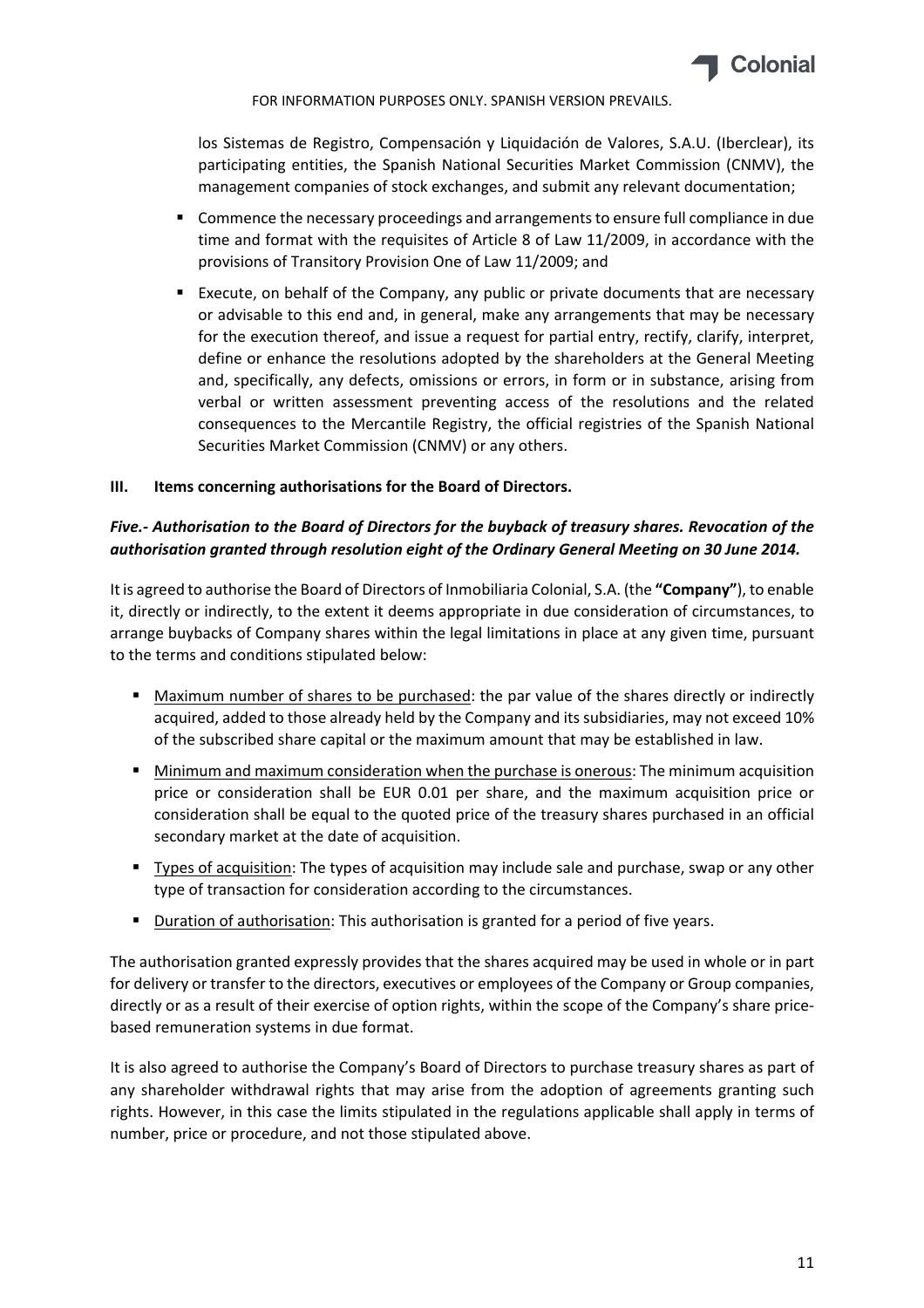los Sistemas de Registro, Compensación y Liquidación de Valores, S.A.U. (Iberclear), its participating entities, the Spanish National Securities Market Commission (CNMV), the management companies of stock exchanges, and submit any relevant documentation;

- Commence the necessary proceedings and arrangements to ensure full compliance in due time and format with the requisites of Article 8 of Law 11/2009, in accordance with the provisions of Transitory Provision One of Law 11/2009; and
- Execute, on behalf of the Company, any public or private documents that are necessary or advisable to this end and, in general, make any arrangements that may be necessary for the execution thereof, and issue a request for partial entry, rectify, clarify, interpret, define or enhance the resolutions adopted by the shareholders at the General Meeting and, specifically, any defects, omissions or errors, in form or in substance, arising from verbal or written assessment preventing access of the resolutions and the related consequences to the Mercantile Registry, the official registries of the Spanish National Securities Market Commission (CNMV) or any others.

## III. Items concerning authorisations for the Board of Directors.

### *Five.- Authorisation to the Board of Directors for the buyback of treasury shares. Revocation of the authorisation granted through resolution eight of the Ordinary General Meeting on 30 June 2014.*

It is agreed to authorise the Board of Directors of Inmobiliaria Colonial, S.A. (the **"Company"**), to enable it, directly or indirectly, to the extent it deems appropriate in due consideration of circumstances, to arrange buybacks of Company shares within the legal limitations in place at any given time, pursuant to the terms and conditions stipulated below:

- <u>Maximum number of shares to be purchased</u>: the par value of the shares directly or indirectly acquired, added to those already held by the Company and its subsidiaries, may not exceed 10% of the subscribed share capital or the maximum amount that may be established in law.
- <u>Minimum and maximum consideration when the purchase is onerous</u>: The minimum acquisition price or consideration shall be EUR 0.01 per share, and the maximum acquisition price or consideration shall be equal to the quoted price of the treasury shares purchased in an official secondary market at the date of acquisition.
- <u>Types of acquisition</u>: The types of acquisition may include sale and purchase, swap or any other type of transaction for consideration according to the circumstances.
- <u>Duration of authorisation</u>: This authorisation is granted for a period of five years.

The authorisation granted expressly provides that the shares acquired may be used in whole or in part for delivery or transfer to the directors, executives or employees of the Company or Group companies, directly or as a result of their exercise of option rights, within the scope of the Company's share price-based remuneration systems in due format.

It is also agreed to authorise the Company's Board of Directors to purchase treasury shares as part of any shareholder withdrawal rights that may arise from the adoption of agreements granting such rights. However, in this case the limits stipulated in the regulations applicable shall apply in terms of number, price or procedure, and not those stipulated above.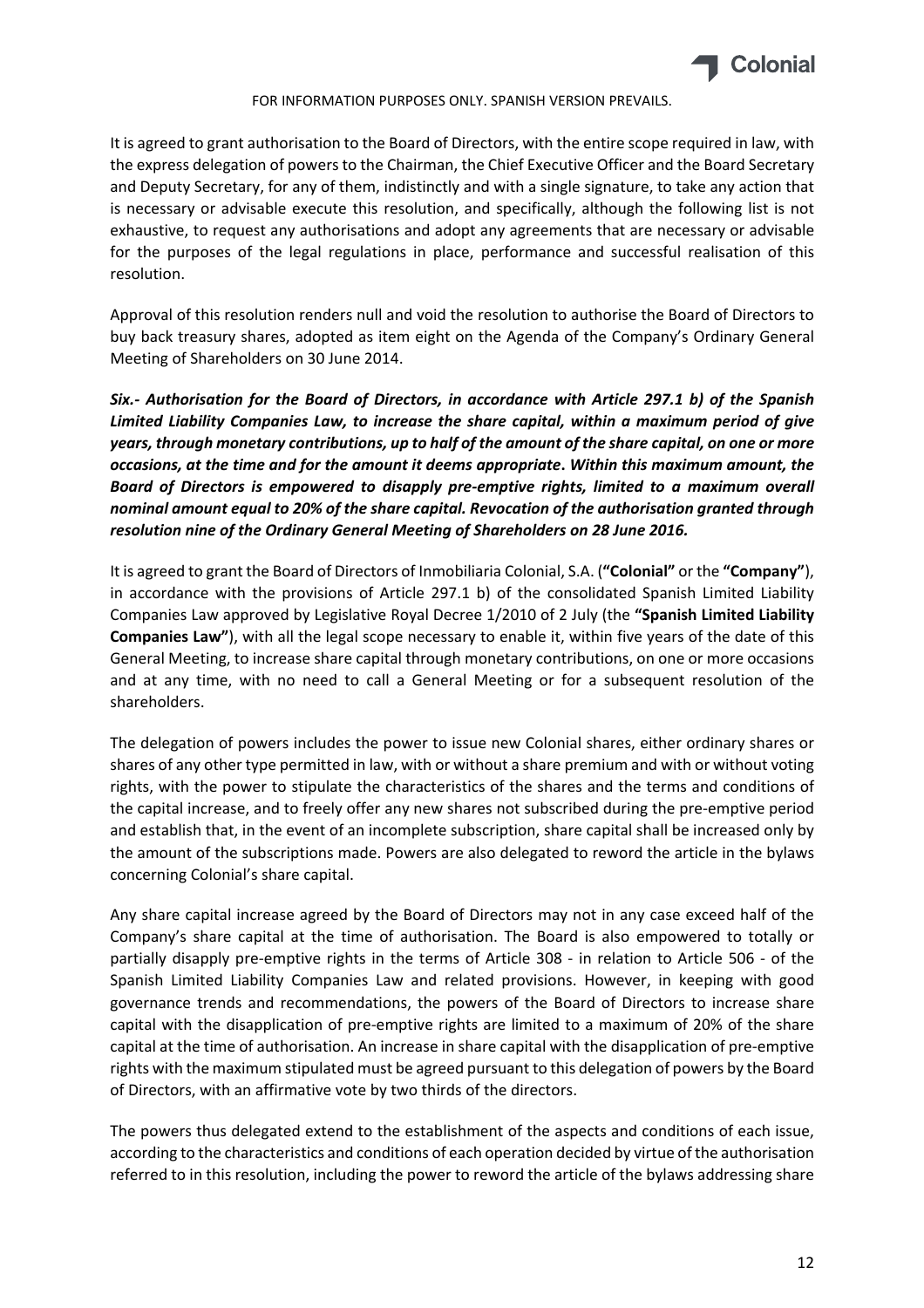It is agreed to grant authorisation to the Board of Directors, with the entire scope required in law, with the express delegation of powers to the Chairman, the Chief Executive Officer and the Board Secretary and Deputy Secretary, for any of them, indistinctly and with a single signature, to take any action that is necessary or advisable execute this resolution, and specifically, although the following list is not exhaustive, to request any authorisations and adopt any agreements that are necessary or advisable for the purposes of the legal regulations in place, performance and successful realisation of this resolution.

Approval of this resolution renders null and void the resolution to authorise the Board of Directors to buy back treasury shares, adopted as item eight on the Agenda of the Company's Ordinary General Meeting of Shareholders on 30 June 2014.

***Six.- Authorisation for the Board of Directors, in accordance with Article 297.1 b) of the Spanish Limited Liability Companies Law, to increase the share capital, within a maximum period of give years, through monetary contributions, up to half of the amount of the share capital, on one or more occasions, at the time and for the amount it deems appropriate. Within this maximum amount, the Board of Directors is empowered to disapply pre-emptive rights, limited to a maximum overall nominal amount equal to 20% of the share capital. Revocation of the authorisation granted through resolution nine of the Ordinary General Meeting of Shareholders on 28 June 2016.***

It is agreed to grant the Board of Directors of Inmobiliaria Colonial, S.A. (**"Colonial"** or the **"Company"**), in accordance with the provisions of Article 297.1 b) of the consolidated Spanish Limited Liability Companies Law approved by Legislative Royal Decree 1/2010 of 2 July (the **"Spanish Limited Liability Companies Law"**), with all the legal scope necessary to enable it, within five years of the date of this General Meeting, to increase share capital through monetary contributions, on one or more occasions and at any time, with no need to call a General Meeting or for a subsequent resolution of the shareholders.

The delegation of powers includes the power to issue new Colonial shares, either ordinary shares or shares of any other type permitted in law, with or without a share premium and with or without voting rights, with the power to stipulate the characteristics of the shares and the terms and conditions of the capital increase, and to freely offer any new shares not subscribed during the pre-emptive period and establish that, in the event of an incomplete subscription, share capital shall be increased only by the amount of the subscriptions made. Powers are also delegated to reword the article in the bylaws concerning Colonial's share capital.

Any share capital increase agreed by the Board of Directors may not in any case exceed half of the Company's share capital at the time of authorisation. The Board is also empowered to totally or partially disapply pre-emptive rights in the terms of Article 308 - in relation to Article 506 - of the Spanish Limited Liability Companies Law and related provisions. However, in keeping with good governance trends and recommendations, the powers of the Board of Directors to increase share capital with the disapplication of pre-emptive rights are limited to a maximum of 20% of the share capital at the time of authorisation. An increase in share capital with the disapplication of pre-emptive rights with the maximum stipulated must be agreed pursuant to this delegation of powers by the Board of Directors, with an affirmative vote by two thirds of the directors.

The powers thus delegated extend to the establishment of the aspects and conditions of each issue, according to the characteristics and conditions of each operation decided by virtue of the authorisation referred to in this resolution, including the power to reword the article of the bylaws addressing share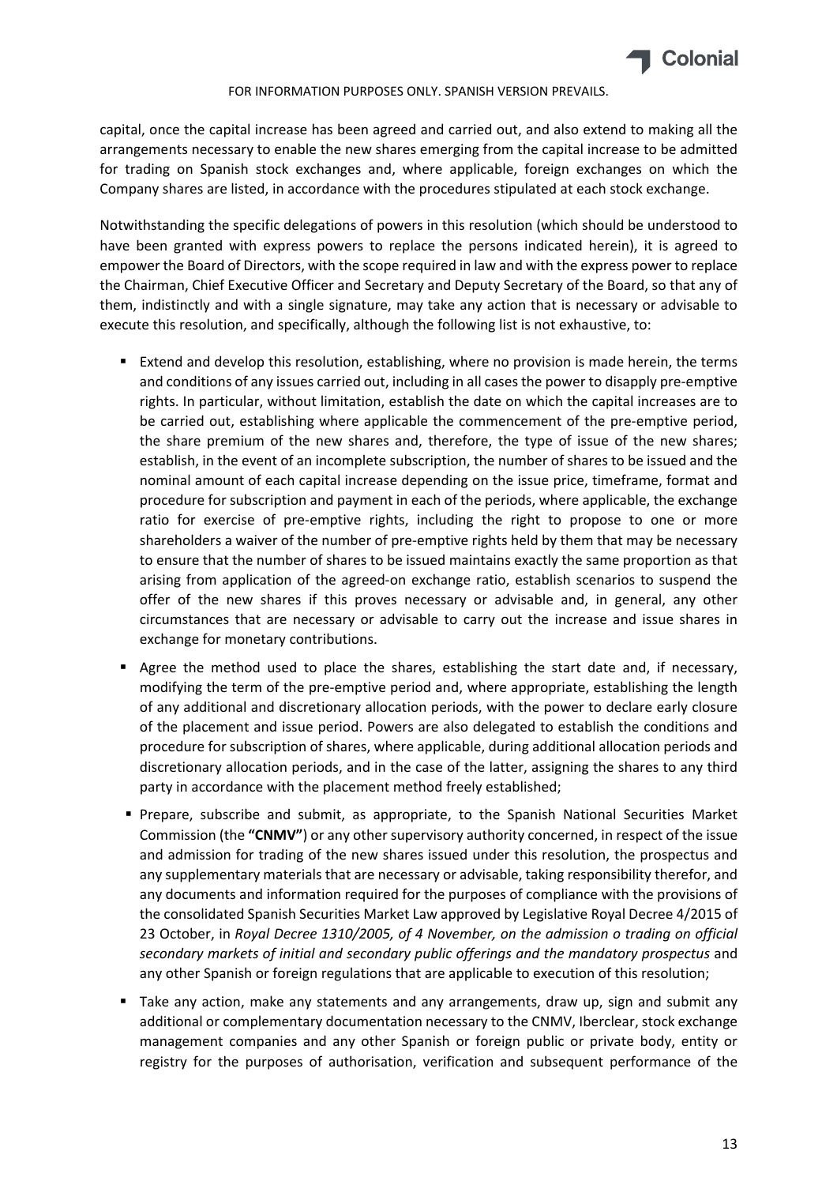capital, once the capital increase has been agreed and carried out, and also extend to making all the arrangements necessary to enable the new shares emerging from the capital increase to be admitted for trading on Spanish stock exchanges and, where applicable, foreign exchanges on which the Company shares are listed, in accordance with the procedures stipulated at each stock exchange.

Notwithstanding the specific delegations of powers in this resolution (which should be understood to have been granted with express powers to replace the persons indicated herein), it is agreed to empower the Board of Directors, with the scope required in law and with the express power to replace the Chairman, Chief Executive Officer and Secretary and Deputy Secretary of the Board, so that any of them, indistinctly and with a single signature, may take any action that is necessary or advisable to execute this resolution, and specifically, although the following list is not exhaustive, to:

- Extend and develop this resolution, establishing, where no provision is made herein, the terms and conditions of any issues carried out, including in all cases the power to disapply pre-emptive rights. In particular, without limitation, establish the date on which the capital increases are to be carried out, establishing where applicable the commencement of the pre-emptive period, the share premium of the new shares and, therefore, the type of issue of the new shares; establish, in the event of an incomplete subscription, the number of shares to be issued and the nominal amount of each capital increase depending on the issue price, timeframe, format and procedure for subscription and payment in each of the periods, where applicable, the exchange ratio for exercise of pre-emptive rights, including the right to propose to one or more shareholders a waiver of the number of pre-emptive rights held by them that may be necessary to ensure that the number of shares to be issued maintains exactly the same proportion as that arising from application of the agreed-on exchange ratio, establish scenarios to suspend the offer of the new shares if this proves necessary or advisable and, in general, any other circumstances that are necessary or advisable to carry out the increase and issue shares in exchange for monetary contributions.
- Agree the method used to place the shares, establishing the start date and, if necessary, modifying the term of the pre-emptive period and, where appropriate, establishing the length of any additional and discretionary allocation periods, with the power to declare early closure of the placement and issue period. Powers are also delegated to establish the conditions and procedure for subscription of shares, where applicable, during additional allocation periods and discretionary allocation periods, and in the case of the latter, assigning the shares to any third party in accordance with the placement method freely established;
- Prepare, subscribe and submit, as appropriate, to the Spanish National Securities Market Commission (the **"CNMV"**) or any other supervisory authority concerned, in respect of the issue and admission for trading of the new shares issued under this resolution, the prospectus and any supplementary materials that are necessary or advisable, taking responsibility therefor, and any documents and information required for the purposes of compliance with the provisions of the consolidated Spanish Securities Market Law approved by Legislative Royal Decree 4/2015 of 23 October, in *Royal Decree 1310/2005, of 4 November, on the admission o trading on official secondary markets of initial and secondary public offerings and the mandatory prospectus* and any other Spanish or foreign regulations that are applicable to execution of this resolution;
- Take any action, make any statements and any arrangements, draw up, sign and submit any additional or complementary documentation necessary to the CNMV, Iberclear, stock exchange management companies and any other Spanish or foreign public or private body, entity or registry for the purposes of authorisation, verification and subsequent performance of the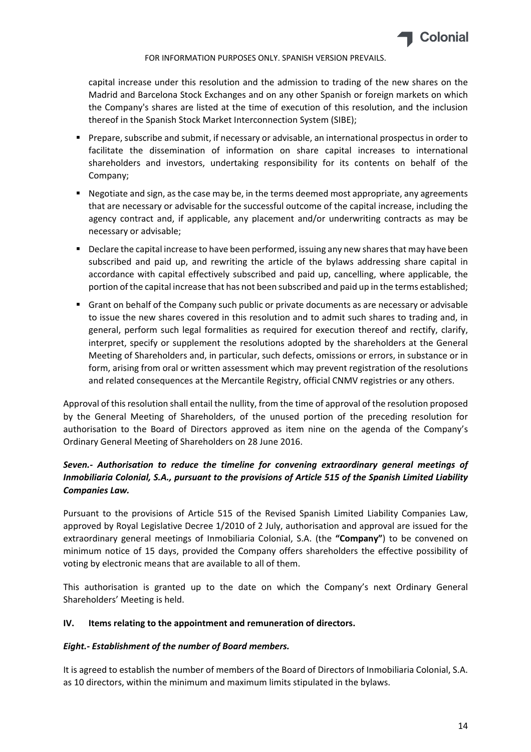capital increase under this resolution and the admission to trading of the new shares on the Madrid and Barcelona Stock Exchanges and on any other Spanish or foreign markets on which the Company's shares are listed at the time of execution of this resolution, and the inclusion thereof in the Spanish Stock Market Interconnection System (SIBE);

- Prepare, subscribe and submit, if necessary or advisable, an international prospectus in order to facilitate the dissemination of information on share capital increases to international shareholders and investors, undertaking responsibility for its contents on behalf of the Company;
- Negotiate and sign, as the case may be, in the terms deemed most appropriate, any agreements that are necessary or advisable for the successful outcome of the capital increase, including the agency contract and, if applicable, any placement and/or underwriting contracts as may be necessary or advisable;
- Declare the capital increase to have been performed, issuing any new shares that may have been subscribed and paid up, and rewriting the article of the bylaws addressing share capital in accordance with capital effectively subscribed and paid up, cancelling, where applicable, the portion of the capital increase that has not been subscribed and paid up in the terms established;
- Grant on behalf of the Company such public or private documents as are necessary or advisable to issue the new shares covered in this resolution and to admit such shares to trading and, in general, perform such legal formalities as required for execution thereof and rectify, clarify, interpret, specify or supplement the resolutions adopted by the shareholders at the General Meeting of Shareholders and, in particular, such defects, omissions or errors, in substance or in form, arising from oral or written assessment which may prevent registration of the resolutions and related consequences at the Mercantile Registry, official CNMV registries or any others.

Approval of this resolution shall entail the nullity, from the time of approval of the resolution proposed by the General Meeting of Shareholders, of the unused portion of the preceding resolution for authorisation to the Board of Directors approved as item nine on the agenda of the Company's Ordinary General Meeting of Shareholders on 28 June 2016.

***Seven.- Authorisation to reduce the timeline for convening extraordinary general meetings of Inmobiliaria Colonial, S.A., pursuant to the provisions of Article 515 of the Spanish Limited Liability Companies Law.***

Pursuant to the provisions of Article 515 of the Revised Spanish Limited Liability Companies Law, approved by Royal Legislative Decree 1/2010 of 2 July, authorisation and approval are issued for the extraordinary general meetings of Inmobiliaria Colonial, S.A. (the **"Company"**) to be convened on minimum notice of 15 days, provided the Company offers shareholders the effective possibility of voting by electronic means that are available to all of them.

This authorisation is granted up to the date on which the Company's next Ordinary General Shareholders' Meeting is held.

**IV. Items relating to the appointment and remuneration of directors.**

***Eight.- Establishment of the number of Board members.***

It is agreed to establish the number of members of the Board of Directors of Inmobiliaria Colonial, S.A. as 10 directors, within the minimum and maximum limits stipulated in the bylaws.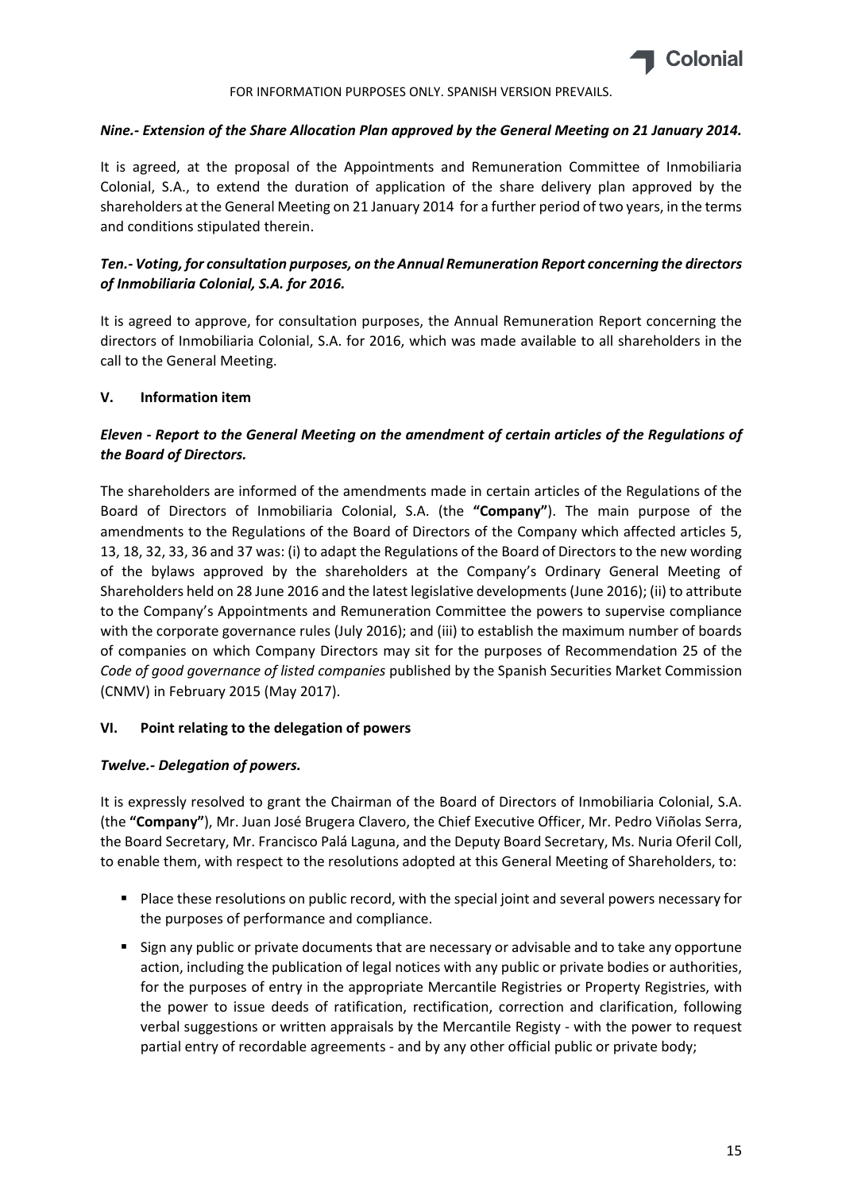FOR INFORMATION PURPOSES ONLY. SPANISH VERSION PREVAILS.

***Nine.- Extension of the Share Allocation Plan approved by the General Meeting on 21 January 2014.***

It is agreed, at the proposal of the Appointments and Remuneration Committee of Inmobiliaria Colonial, S.A., to extend the duration of application of the share delivery plan approved by the shareholders at the General Meeting on 21 January 2014 for a further period of two years, in the terms and conditions stipulated therein.

***Ten.- Voting, for consultation purposes, on the Annual Remuneration Report concerning the directors of Inmobiliaria Colonial, S.A. for 2016.***

It is agreed to approve, for consultation purposes, the Annual Remuneration Report concerning the directors of Inmobiliaria Colonial, S.A. for 2016, which was made available to all shareholders in the call to the General Meeting.

## V. Information item

***Eleven - Report to the General Meeting on the amendment of certain articles of the Regulations of the Board of Directors.***

The shareholders are informed of the amendments made in certain articles of the Regulations of the Board of Directors of Inmobiliaria Colonial, S.A. (the **"Company"**). The main purpose of the amendments to the Regulations of the Board of Directors of the Company which affected articles 5, 13, 18, 32, 33, 36 and 37 was: (i) to adapt the Regulations of the Board of Directors to the new wording of the bylaws approved by the shareholders at the Company's Ordinary General Meeting of Shareholders held on 28 June 2016 and the latest legislative developments (June 2016); (ii) to attribute to the Company's Appointments and Remuneration Committee the powers to supervise compliance with the corporate governance rules (July 2016); and (iii) to establish the maximum number of boards of companies on which Company Directors may sit for the purposes of Recommendation 25 of the *Code of good governance of listed companies* published by the Spanish Securities Market Commission (CNMV) in February 2015 (May 2017).

## VI. Point relating to the delegation of powers

***Twelve.- Delegation of powers.***

It is expressly resolved to grant the Chairman of the Board of Directors of Inmobiliaria Colonial, S.A. (the **"Company"**), Mr. Juan José Brugera Clavero, the Chief Executive Officer, Mr. Pedro Viñolas Serra, the Board Secretary, Mr. Francisco Palá Laguna, and the Deputy Board Secretary, Ms. Nuria Oferil Coll, to enable them, with respect to the resolutions adopted at this General Meeting of Shareholders, to:

- Place these resolutions on public record, with the special joint and several powers necessary for the purposes of performance and compliance.
- Sign any public or private documents that are necessary or advisable and to take any opportune action, including the publication of legal notices with any public or private bodies or authorities, for the purposes of entry in the appropriate Mercantile Registries or Property Registries, with the power to issue deeds of ratification, rectification, correction and clarification, following verbal suggestions or written appraisals by the Mercantile Registy - with the power to request partial entry of recordable agreements - and by any other official public or private body;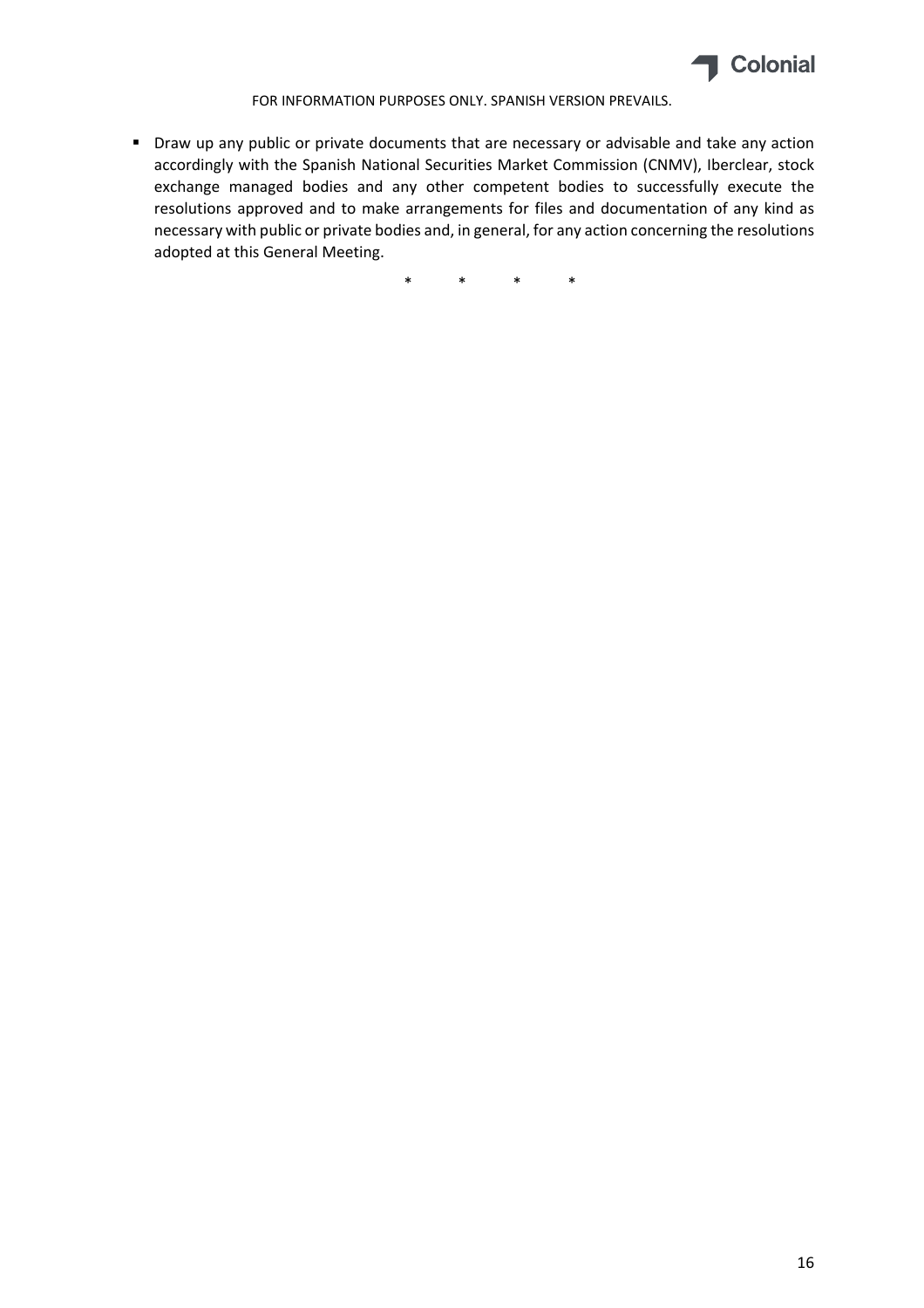FOR INFORMATION PURPOSES ONLY. SPANISH VERSION PREVAILS.

- Draw up any public or private documents that are necessary or advisable and take any action accordingly with the Spanish National Securities Market Commission (CNMV), Iberclear, stock exchange managed bodies and any other competent bodies to successfully execute the resolutions approved and to make arrangements for files and documentation of any kind as necessary with public or private bodies and, in general, for any action concerning the resolutions adopted at this General Meeting.

\* \* \* \*